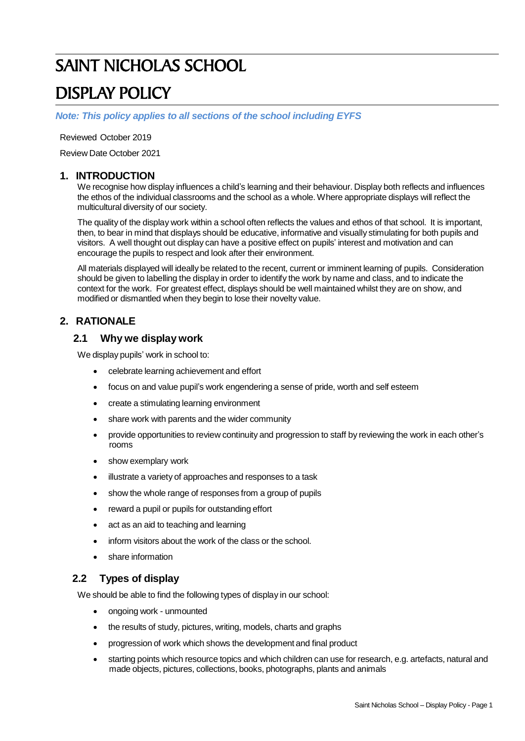# SAINT NICHOLAS SCHOOL

# DISPLAY POLICY

***Note: This policy applies to all sections of the school including EYFS***

Reviewed October 2019

Review Date October 2021

## 1. INTRODUCTION

We recognise how display influences a child's learning and their behaviour. Display both reflects and influences the ethos of the individual classrooms and the school as a whole. Where appropriate displays will reflect the multicultural diversity of our society.

The quality of the display work within a school often reflects the values and ethos of that school. It is important, then, to bear in mind that displays should be educative, informative and visually stimulating for both pupils and visitors. A well thought out display can have a positive effect on pupils' interest and motivation and can encourage the pupils to respect and look after their environment.

All materials displayed will ideally be related to the recent, current or imminent learning of pupils. Consideration should be given to labelling the display in order to identify the work by name and class, and to indicate the context for the work. For greatest effect, displays should be well maintained whilst they are on show, and modified or dismantled when they begin to lose their novelty value.

## 2. RATIONALE

### 2.1 Why we display work

We display pupils' work in school to:

- celebrate learning achievement and effort
- focus on and value pupil's work engendering a sense of pride, worth and self esteem
- create a stimulating learning environment
- share work with parents and the wider community
- provide opportunities to review continuity and progression to staff by reviewing the work in each other's rooms
- show exemplary work
- illustrate a variety of approaches and responses to a task
- show the whole range of responses from a group of pupils
- reward a pupil or pupils for outstanding effort
- act as an aid to teaching and learning
- inform visitors about the work of the class or the school.
- share information

### 2.2 Types of display

We should be able to find the following types of display in our school:

- ongoing work - unmounted
- the results of study, pictures, writing, models, charts and graphs
- progression of work which shows the development and final product
- starting points which resource topics and which children can use for research, e.g. artefacts, natural and made objects, pictures, collections, books, photographs, plants and animals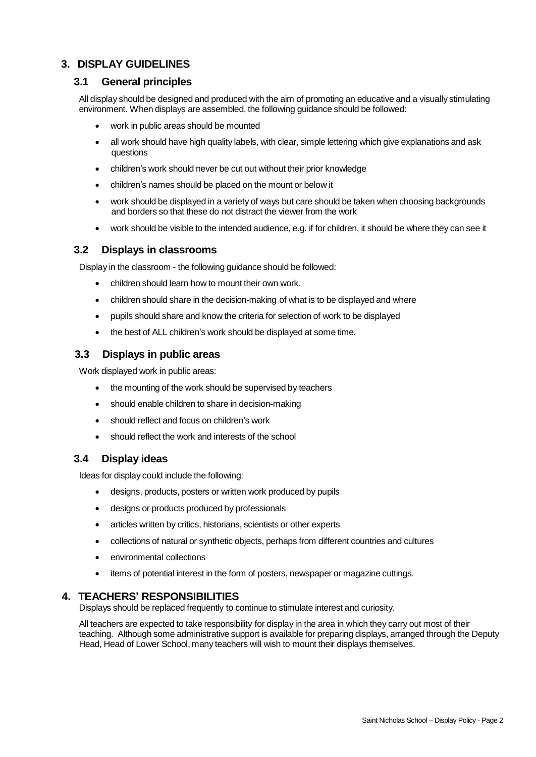## 3. DISPLAY GUIDELINES

### 3.1 General principles

All display should be designed and produced with the aim of promoting an educative and a visually stimulating environment. When displays are assembled, the following guidance should be followed:

- work in public areas should be mounted
- all work should have high quality labels, with clear, simple lettering which give explanations and ask questions
- children's work should never be cut out without their prior knowledge
- children's names should be placed on the mount or below it
- work should be displayed in a variety of ways but care should be taken when choosing backgrounds and borders so that these do not distract the viewer from the work
- work should be visible to the intended audience, e.g. if for children, it should be where they can see it

### 3.2 Displays in classrooms

Display in the classroom - the following guidance should be followed:

- children should learn how to mount their own work.
- children should share in the decision-making of what is to be displayed and where
- pupils should share and know the criteria for selection of work to be displayed
- the best of ALL children's work should be displayed at some time.

### 3.3 Displays in public areas

Work displayed work in public areas:

- the mounting of the work should be supervised by teachers
- should enable children to share in decision-making
- should reflect and focus on children's work
- should reflect the work and interests of the school

### 3.4 Display ideas

Ideas for display could include the following:

- designs, products, posters or written work produced by pupils
- designs or products produced by professionals
- articles written by critics, historians, scientists or other experts
- collections of natural or synthetic objects, perhaps from different countries and cultures
- environmental collections
- items of potential interest in the form of posters, newspaper or magazine cuttings.

## 4. TEACHERS' RESPONSIBILITIES

Displays should be replaced frequently to continue to stimulate interest and curiosity.

All teachers are expected to take responsibility for display in the area in which they carry out most of their teaching. Although some administrative support is available for preparing displays, arranged through the Deputy Head, Head of Lower School, many teachers will wish to mount their displays themselves.